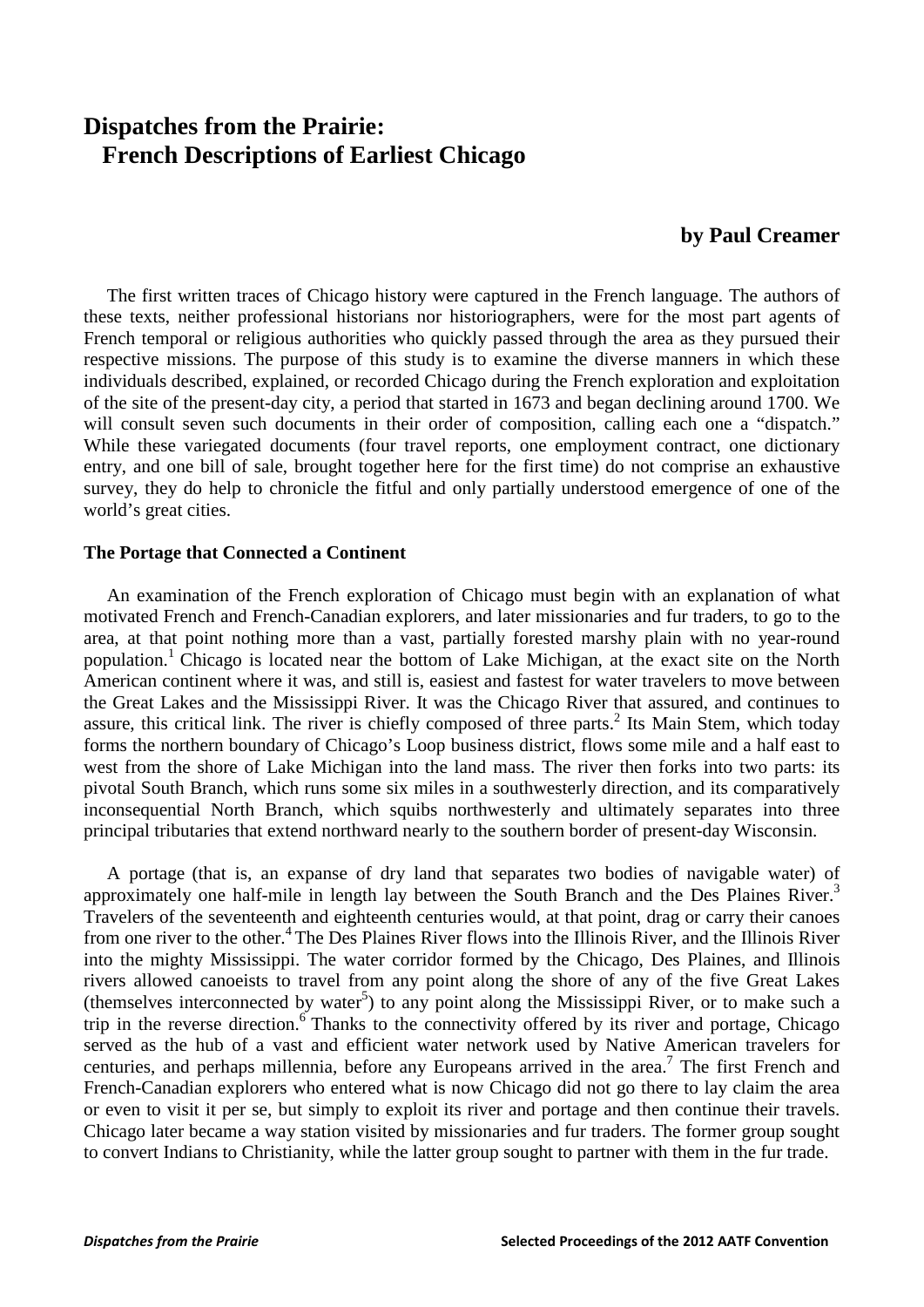# Dispatches from the Prairie: French Descriptions of Earliest Chicago

**by Paul Creamer**

The first written traces of Chicago history were captured in the French language. The authors of these texts, neither professional historians nor historiographers, were for the most part agents of French temporal or religious authorities who quickly passed through the area as they pursued their respective missions. The purpose of this study is to examine the diverse manners in which these individuals described, explained, or recorded Chicago during the French exploration and exploitation of the site of the present-day city, a period that started in 1673 and began declining around 1700. We will consult seven such documents in their order of composition, calling each one a "dispatch." While these variegated documents (four travel reports, one employment contract, one dictionary entry, and one bill of sale, brought together here for the first time) do not comprise an exhaustive survey, they do help to chronicle the fitful and only partially understood emergence of one of the world's great cities.

## The Portage that Connected a Continent

An examination of the French exploration of Chicago must begin with an explanation of what motivated French and French-Canadian explorers, and later missionaries and fur traders, to go to the area, at that point nothing more than a vast, partially forested marshy plain with no year-round population.[1] Chicago is located near the bottom of Lake Michigan, at the exact site on the North American continent where it was, and still is, easiest and fastest for water travelers to move between the Great Lakes and the Mississippi River. It was the Chicago River that assured, and continues to assure, this critical link. The river is chiefly composed of three parts.[2] Its Main Stem, which today forms the northern boundary of Chicago's Loop business district, flows some mile and a half east to west from the shore of Lake Michigan into the land mass. The river then forks into two parts: its pivotal South Branch, which runs some six miles in a southwesterly direction, and its comparatively inconsequential North Branch, which squibs northwesterly and ultimately separates into three principal tributaries that extend northward nearly to the southern border of present-day Wisconsin.

A portage (that is, an expanse of dry land that separates two bodies of navigable water) of approximately one half-mile in length lay between the South Branch and the Des Plaines River.[3] Travelers of the seventeenth and eighteenth centuries would, at that point, drag or carry their canoes from one river to the other.[4] The Des Plaines River flows into the Illinois River, and the Illinois River into the mighty Mississippi. The water corridor formed by the Chicago, Des Plaines, and Illinois rivers allowed canoeists to travel from any point along the shore of any of the five Great Lakes (themselves interconnected by water[5]) to any point along the Mississippi River, or to make such a trip in the reverse direction.[6] Thanks to the connectivity offered by its river and portage, Chicago served as the hub of a vast and efficient water network used by Native American travelers for centuries, and perhaps millennia, before any Europeans arrived in the area.[7] The first French and French-Canadian explorers who entered what is now Chicago did not go there to lay claim the area or even to visit it per se, but simply to exploit its river and portage and then continue their travels. Chicago later became a way station visited by missionaries and fur traders. The former group sought to convert Indians to Christianity, while the latter group sought to partner with them in the fur trade.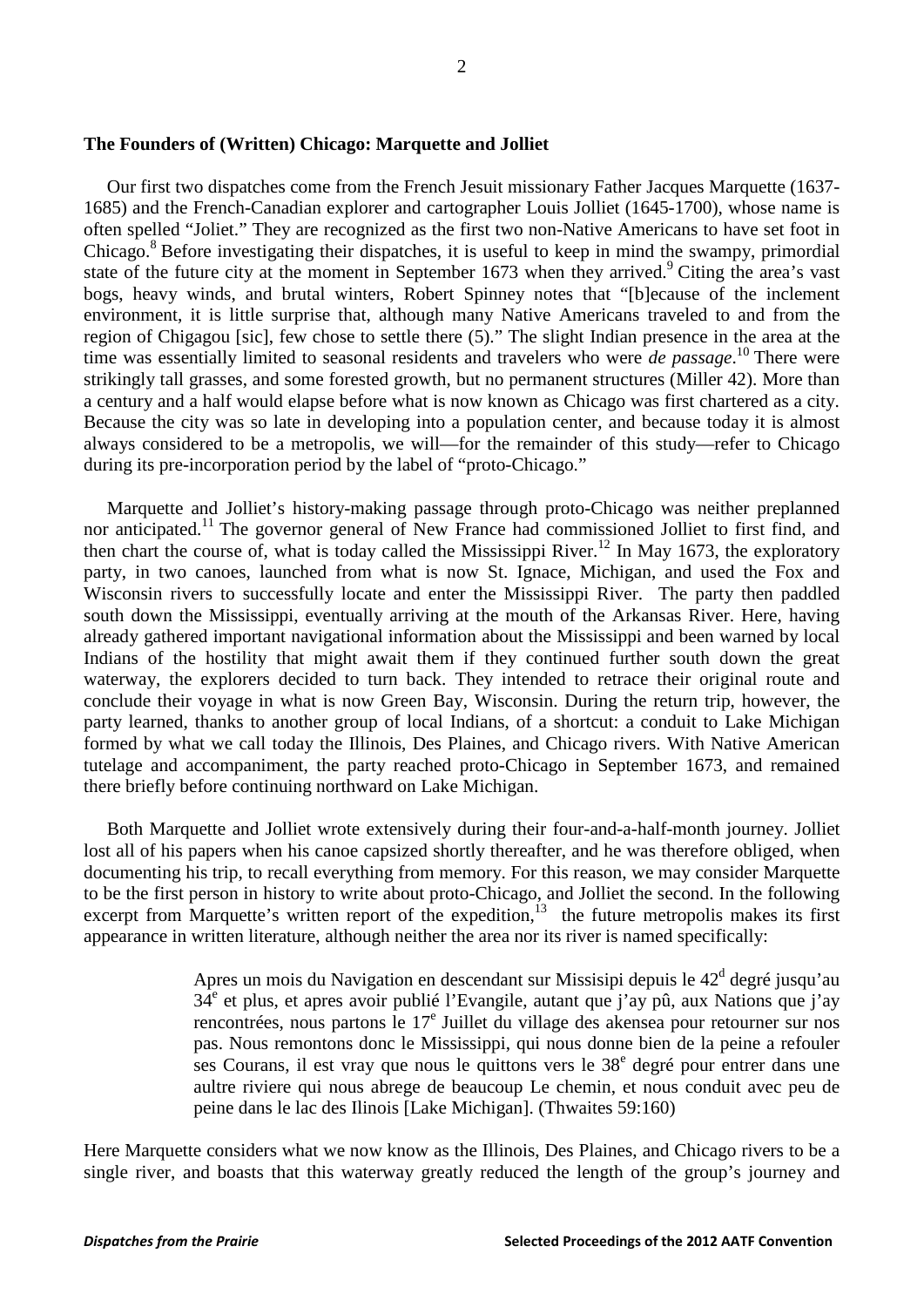**The Founders of (Written) Chicago: Marquette and Jolliet**

Our first two dispatches come from the French Jesuit missionary Father Jacques Marquette (1637-1685) and the French-Canadian explorer and cartographer Louis Jolliet (1645-1700), whose name is often spelled "Joliet." They are recognized as the first two non-Native Americans to have set foot in Chicago.[8] Before investigating their dispatches, it is useful to keep in mind the swampy, primordial state of the future city at the moment in September 1673 when they arrived.[9] Citing the area's vast bogs, heavy winds, and brutal winters, Robert Spinney notes that "[b]ecause of the inclement environment, it is little surprise that, although many Native Americans traveled to and from the region of Chigagou [sic], few chose to settle there (5)." The slight Indian presence in the area at the time was essentially limited to seasonal residents and travelers who were *de passage*.[10] There were strikingly tall grasses, and some forested growth, but no permanent structures (Miller 42). More than a century and a half would elapse before what is now known as Chicago was first chartered as a city. Because the city was so late in developing into a population center, and because today it is almost always considered to be a metropolis, we will—for the remainder of this study—refer to Chicago during its pre-incorporation period by the label of "proto-Chicago."

Marquette and Jolliet's history-making passage through proto-Chicago was neither preplanned nor anticipated.[11] The governor general of New France had commissioned Jolliet to first find, and then chart the course of, what is today called the Mississippi River.[12] In May 1673, the exploratory party, in two canoes, launched from what is now St. Ignace, Michigan, and used the Fox and Wisconsin rivers to successfully locate and enter the Mississippi River. The party then paddled south down the Mississippi, eventually arriving at the mouth of the Arkansas River. Here, having already gathered important navigational information about the Mississippi and been warned by local Indians of the hostility that might await them if they continued further south down the great waterway, the explorers decided to turn back. They intended to retrace their original route and conclude their voyage in what is now Green Bay, Wisconsin. During the return trip, however, the party learned, thanks to another group of local Indians, of a shortcut: a conduit to Lake Michigan formed by what we call today the Illinois, Des Plaines, and Chicago rivers. With Native American tutelage and accompaniment, the party reached proto-Chicago in September 1673, and remained there briefly before continuing northward on Lake Michigan.

Both Marquette and Jolliet wrote extensively during their four-and-a-half-month journey. Jolliet lost all of his papers when his canoe capsized shortly thereafter, and he was therefore obliged, when documenting his trip, to recall everything from memory. For this reason, we may consider Marquette to be the first person in history to write about proto-Chicago, and Jolliet the second. In the following excerpt from Marquette's written report of the expedition,[13] the future metropolis makes its first appearance in written literature, although neither the area nor its river is named specifically:

> Apres un mois du Navigation en descendant sur Missisipi depuis le 42^d degré jusqu'au 34^e et plus, et apres avoir publié l'Evangile, autant que j'ay pû, aux Nations que j'ay rencontrées, nous partons le 17^e Juillet du village des akensea pour retourner sur nos pas. Nous remontons donc le Mississippi, qui nous donne bien de la peine a refouler ses Courans, il est vray que nous le quittons vers le 38^e degré pour entrer dans une aultre riviere qui nous abrege de beaucoup Le chemin, et nous conduit avec peu de peine dans le lac des Ilinois [Lake Michigan]. (Thwaites 59:160)

Here Marquette considers what we now know as the Illinois, Des Plaines, and Chicago rivers to be a single river, and boasts that this waterway greatly reduced the length of the group's journey and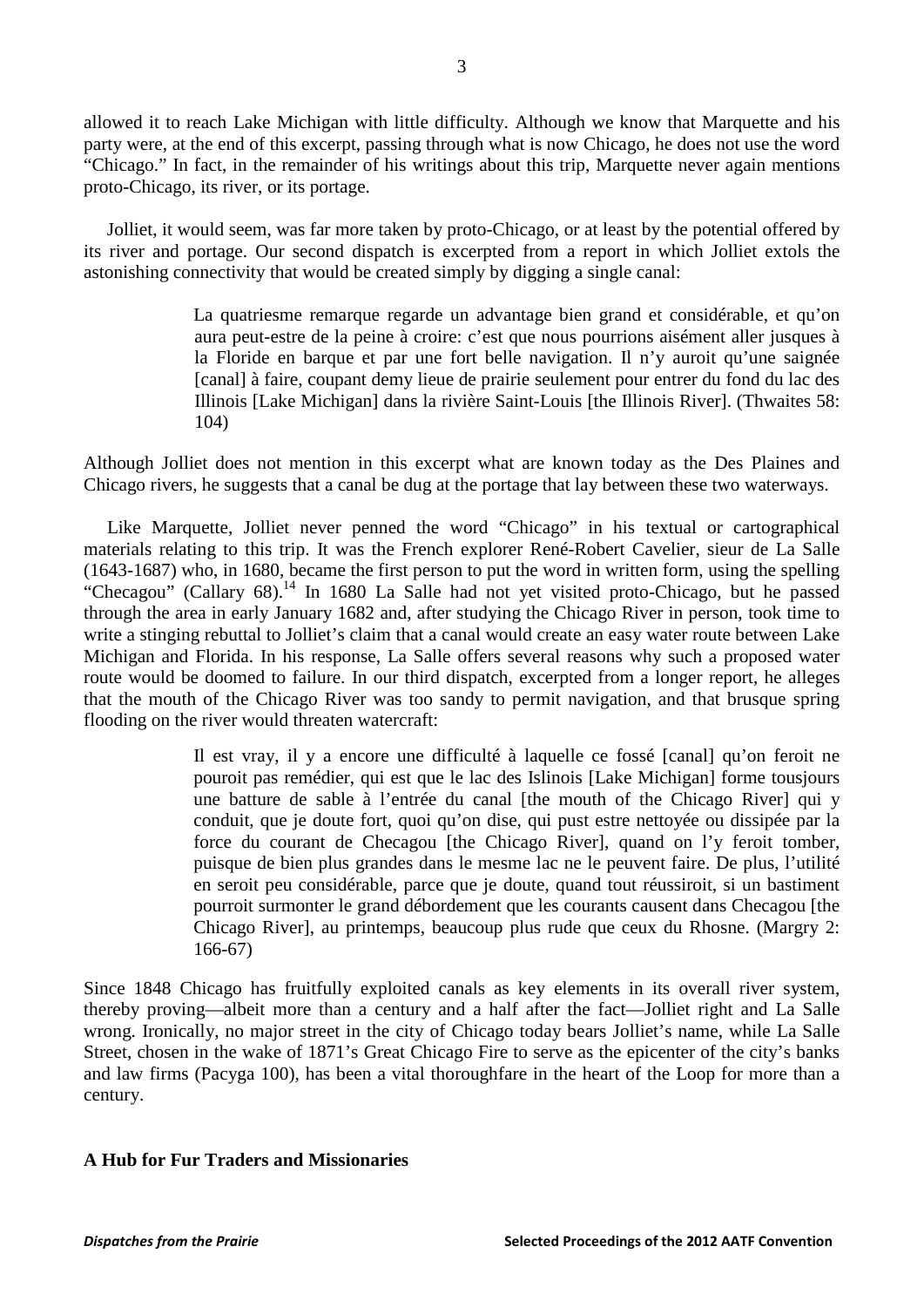allowed it to reach Lake Michigan with little difficulty. Although we know that Marquette and his party were, at the end of this excerpt, passing through what is now Chicago, he does not use the word "Chicago." In fact, in the remainder of his writings about this trip, Marquette never again mentions proto-Chicago, its river, or its portage.

Jolliet, it would seem, was far more taken by proto-Chicago, or at least by the potential offered by its river and portage. Our second dispatch is excerpted from a report in which Jolliet extols the astonishing connectivity that would be created simply by digging a single canal:

> La quatriesme remarque regarde un advantage bien grand et considérable, et qu'on aura peut-estre de la peine à croire: c'est que nous pourrions aisément aller jusques à la Floride en barque et par une fort belle navigation. Il n'y auroit qu'une saignée [canal] à faire, coupant demy lieue de prairie seulement pour entrer du fond du lac des Illinois [Lake Michigan] dans la rivière Saint-Louis [the Illinois River]. (Thwaites 58: 104)

Although Jolliet does not mention in this excerpt what are known today as the Des Plaines and Chicago rivers, he suggests that a canal be dug at the portage that lay between these two waterways.

Like Marquette, Jolliet never penned the word "Chicago" in his textual or cartographical materials relating to this trip. It was the French explorer René-Robert Cavelier, sieur de La Salle (1643-1687) who, in 1680, became the first person to put the word in written form, using the spelling "Checagou" (Callary 68).[14] In 1680 La Salle had not yet visited proto-Chicago, but he passed through the area in early January 1682 and, after studying the Chicago River in person, took time to write a stinging rebuttal to Jolliet's claim that a canal would create an easy water route between Lake Michigan and Florida. In his response, La Salle offers several reasons why such a proposed water route would be doomed to failure. In our third dispatch, excerpted from a longer report, he alleges that the mouth of the Chicago River was too sandy to permit navigation, and that brusque spring flooding on the river would threaten watercraft:

> Il est vray, il y a encore une difficulté à laquelle ce fossé [canal] qu'on feroit ne pouroit pas remédier, qui est que le lac des Islinois [Lake Michigan] forme tousjours une batture de sable à l'entrée du canal [the mouth of the Chicago River] qui y conduit, que je doute fort, quoi qu'on dise, qui pust estre nettoyée ou dissipée par la force du courant de Checagou [the Chicago River], quand on l'y feroit tomber, puisque de bien plus grandes dans le mesme lac ne le peuvent faire. De plus, l'utilité en seroit peu considérable, parce que je doute, quand tout réussiroit, si un bastiment pourroit surmonter le grand débordement que les courants causent dans Checagou [the Chicago River], au printemps, beaucoup plus rude que ceux du Rhosne. (Margry 2: 166-67)

Since 1848 Chicago has fruitfully exploited canals as key elements in its overall river system, thereby proving—albeit more than a century and a half after the fact—Jolliet right and La Salle wrong. Ironically, no major street in the city of Chicago today bears Jolliet's name, while La Salle Street, chosen in the wake of 1871's Great Chicago Fire to serve as the epicenter of the city's banks and law firms (Pacyga 100), has been a vital thoroughfare in the heart of the Loop for more than a century.

## A Hub for Fur Traders and Missionaries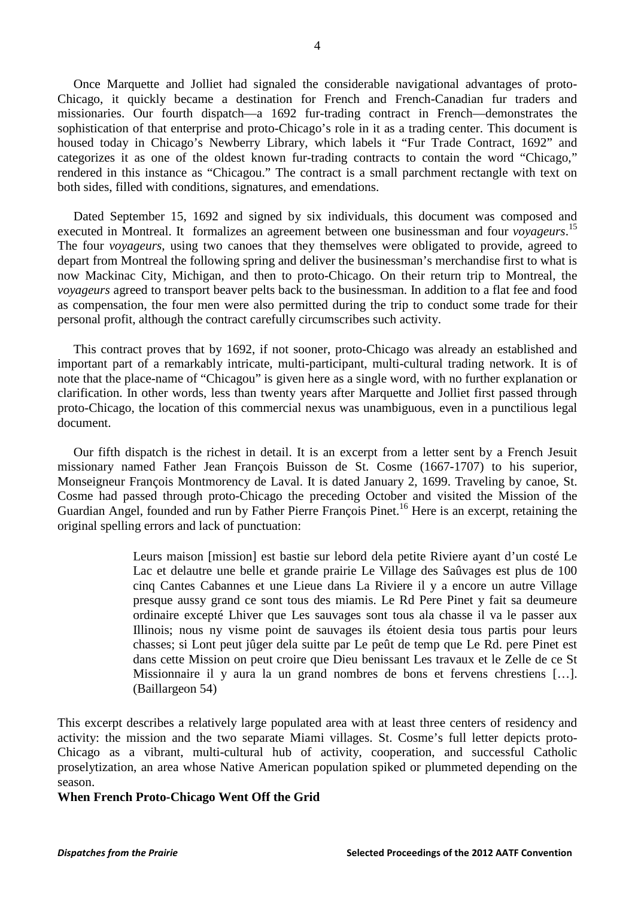Once Marquette and Jolliet had signaled the considerable navigational advantages of proto-Chicago, it quickly became a destination for French and French-Canadian fur traders and missionaries. Our fourth dispatch—a 1692 fur-trading contract in French—demonstrates the sophistication of that enterprise and proto-Chicago's role in it as a trading center. This document is housed today in Chicago's Newberry Library, which labels it "Fur Trade Contract, 1692" and categorizes it as one of the oldest known fur-trading contracts to contain the word "Chicago," rendered in this instance as "Chicagou." The contract is a small parchment rectangle with text on both sides, filled with conditions, signatures, and emendations.

Dated September 15, 1692 and signed by six individuals, this document was composed and executed in Montreal. It formalizes an agreement between one businessman and four *voyageurs*.[15] The four *voyageurs*, using two canoes that they themselves were obligated to provide, agreed to depart from Montreal the following spring and deliver the businessman's merchandise first to what is now Mackinac City, Michigan, and then to proto-Chicago. On their return trip to Montreal, the *voyageurs* agreed to transport beaver pelts back to the businessman. In addition to a flat fee and food as compensation, the four men were also permitted during the trip to conduct some trade for their personal profit, although the contract carefully circumscribes such activity.

This contract proves that by 1692, if not sooner, proto-Chicago was already an established and important part of a remarkably intricate, multi-participant, multi-cultural trading network. It is of note that the place-name of "Chicagou" is given here as a single word, with no further explanation or clarification. In other words, less than twenty years after Marquette and Jolliet first passed through proto-Chicago, the location of this commercial nexus was unambiguous, even in a punctilious legal document.

Our fifth dispatch is the richest in detail. It is an excerpt from a letter sent by a French Jesuit missionary named Father Jean François Buisson de St. Cosme (1667-1707) to his superior, Monseigneur François Montmorency de Laval. It is dated January 2, 1699. Traveling by canoe, St. Cosme had passed through proto-Chicago the preceding October and visited the Mission of the Guardian Angel, founded and run by Father Pierre François Pinet.[16] Here is an excerpt, retaining the original spelling errors and lack of punctuation:

> Leurs maison [mission] est bastie sur lebord dela petite Riviere ayant d'un costé Le Lac et delautre une belle et grande prairie Le Village des Saûvages est plus de 100 cinq Cantes Cabannes et une Lieue dans La Riviere il y a encore un autre Village presque aussy grand ce sont tous des miamis. Le Rd Pere Pinet y fait sa deumeure ordinaire excepté Lhiver que Les sauvages sont tous ala chasse il va le passer aux Illinois; nous ny visme point de sauvages ils étoient desia tous partis pour leurs chasses; si Lont peut jûger dela suitte par Le peût de temp que Le Rd. pere Pinet est dans cette Mission on peut croire que Dieu benissant Les travaux et le Zelle de ce St Missionnaire il y aura la un grand nombres de bons et fervens chrestiens […]. (Baillargeon 54)

This excerpt describes a relatively large populated area with at least three centers of residency and activity: the mission and the two separate Miami villages. St. Cosme's full letter depicts proto-Chicago as a vibrant, multi-cultural hub of activity, cooperation, and successful Catholic proselytization, an area whose Native American population spiked or plummeted depending on the season.

**When French Proto-Chicago Went Off the Grid**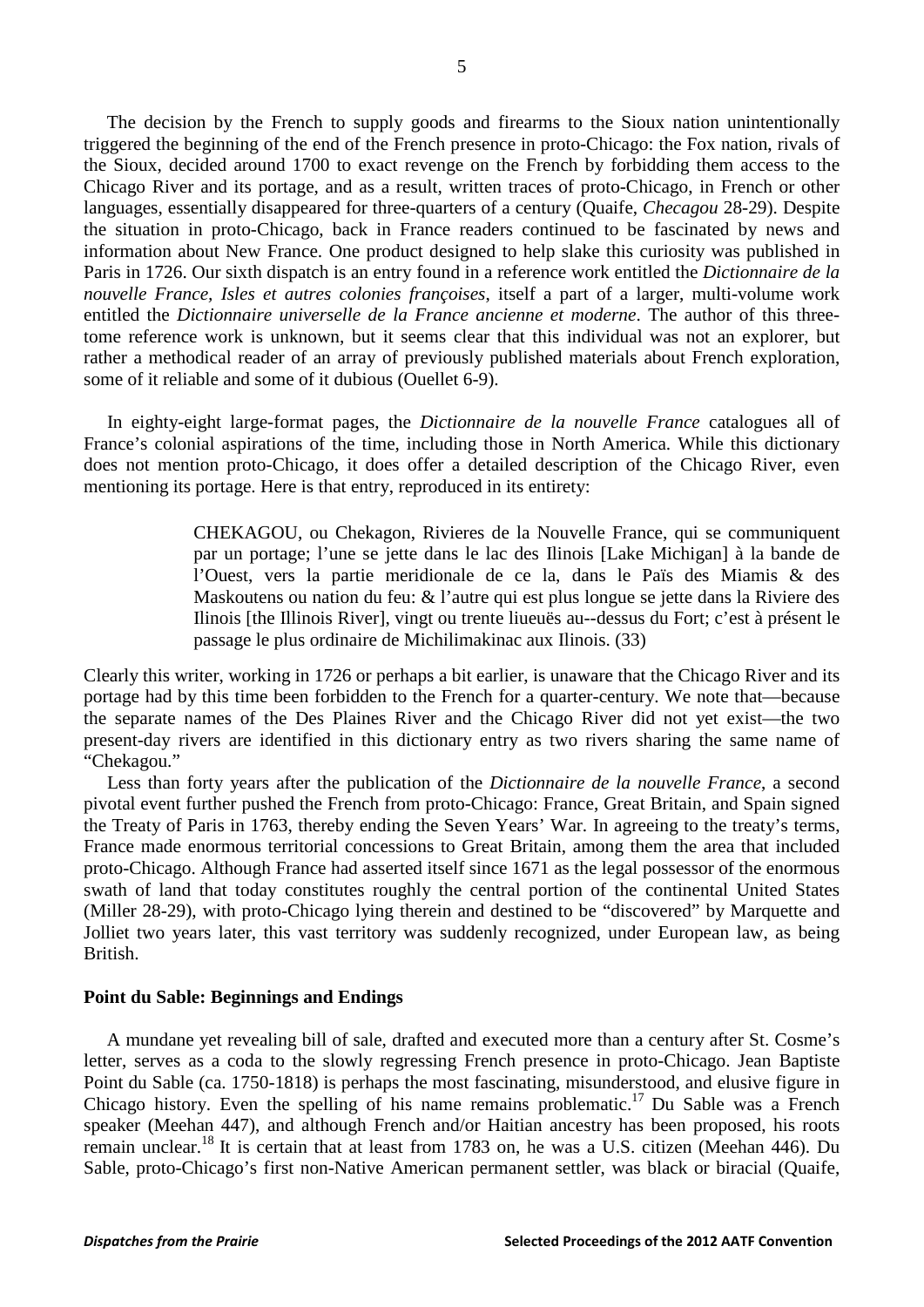The decision by the French to supply goods and firearms to the Sioux nation unintentionally triggered the beginning of the end of the French presence in proto-Chicago: the Fox nation, rivals of the Sioux, decided around 1700 to exact revenge on the French by forbidding them access to the Chicago River and its portage, and as a result, written traces of proto-Chicago, in French or other languages, essentially disappeared for three-quarters of a century (Quaife, *Checagou* 28-29). Despite the situation in proto-Chicago, back in France readers continued to be fascinated by news and information about New France. One product designed to help slake this curiosity was published in Paris in 1726. Our sixth dispatch is an entry found in a reference work entitled the *Dictionnaire de la nouvelle France, Isles et autres colonies françoises*, itself a part of a larger, multi-volume work entitled the *Dictionnaire universelle de la France ancienne et moderne*. The author of this three-tome reference work is unknown, but it seems clear that this individual was not an explorer, but rather a methodical reader of an array of previously published materials about French exploration, some of it reliable and some of it dubious (Ouellet 6-9).

In eighty-eight large-format pages, the *Dictionnaire de la nouvelle France* catalogues all of France's colonial aspirations of the time, including those in North America. While this dictionary does not mention proto-Chicago, it does offer a detailed description of the Chicago River, even mentioning its portage. Here is that entry, reproduced in its entirety:

> CHEKAGOU, ou Chekagon, Rivieres de la Nouvelle France, qui se communiquent par un portage; l'une se jette dans le lac des Ilinois [Lake Michigan] à la bande de l'Ouest, vers la partie meridionale de ce la, dans le Païs des Miamis & des Maskoutens ou nation du feu: & l'autre qui est plus longue se jette dans la Riviere des Ilinois [the Illinois River], vingt ou trente liueuës au--dessus du Fort; c'est à présent le passage le plus ordinaire de Michilimakinac aux Ilinois. (33)

Clearly this writer, working in 1726 or perhaps a bit earlier, is unaware that the Chicago River and its portage had by this time been forbidden to the French for a quarter-century. We note that—because the separate names of the Des Plaines River and the Chicago River did not yet exist—the two present-day rivers are identified in this dictionary entry as two rivers sharing the same name of "Chekagou."

Less than forty years after the publication of the *Dictionnaire de la nouvelle France*, a second pivotal event further pushed the French from proto-Chicago: France, Great Britain, and Spain signed the Treaty of Paris in 1763, thereby ending the Seven Years' War. In agreeing to the treaty's terms, France made enormous territorial concessions to Great Britain, among them the area that included proto-Chicago. Although France had asserted itself since 1671 as the legal possessor of the enormous swath of land that today constitutes roughly the central portion of the continental United States (Miller 28-29), with proto-Chicago lying therein and destined to be "discovered" by Marquette and Jolliet two years later, this vast territory was suddenly recognized, under European law, as being British.

## Point du Sable: Beginnings and Endings

A mundane yet revealing bill of sale, drafted and executed more than a century after St. Cosme's letter, serves as a coda to the slowly regressing French presence in proto-Chicago. Jean Baptiste Point du Sable (ca. 1750-1818) is perhaps the most fascinating, misunderstood, and elusive figure in Chicago history. Even the spelling of his name remains problematic.[17] Du Sable was a French speaker (Meehan 447), and although French and/or Haitian ancestry has been proposed, his roots remain unclear.[18] It is certain that at least from 1783 on, he was a U.S. citizen (Meehan 446). Du Sable, proto-Chicago's first non-Native American permanent settler, was black or biracial (Quaife,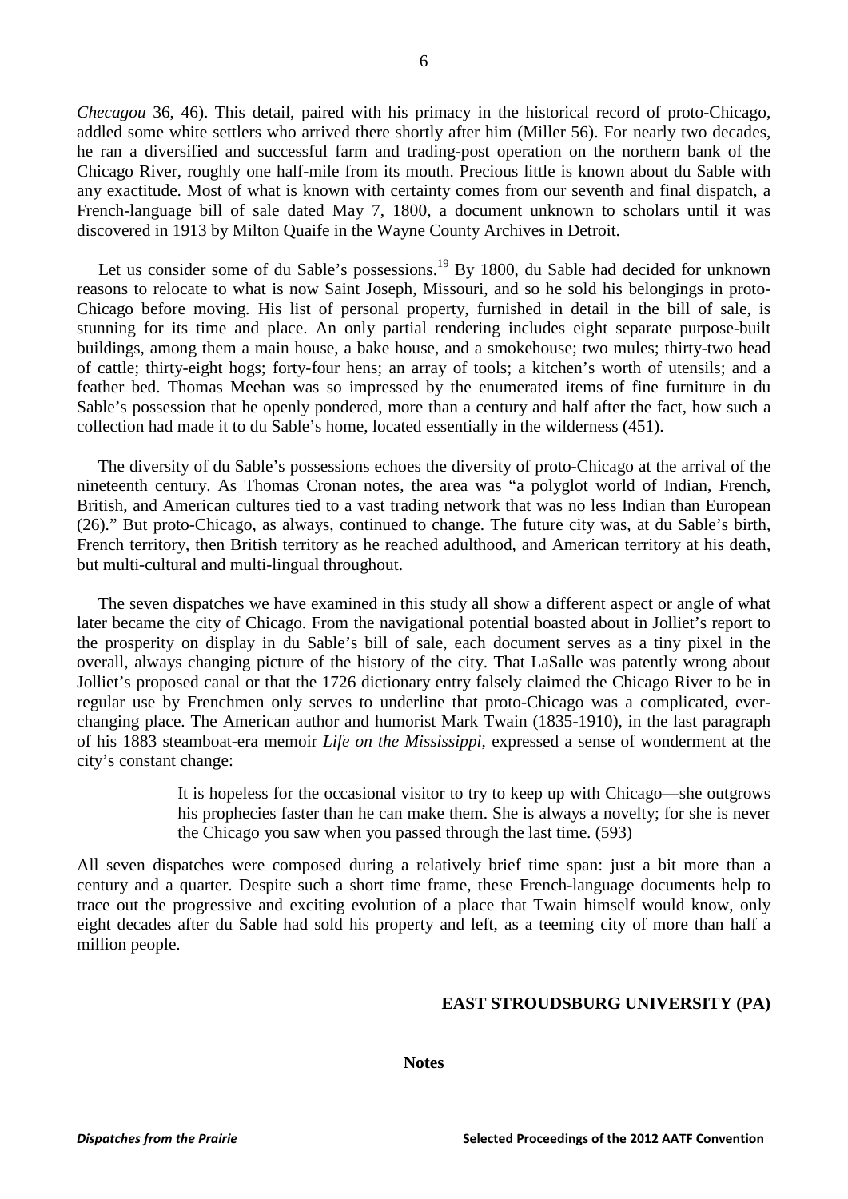*Checagou* 36, 46). This detail, paired with his primacy in the historical record of proto-Chicago, addled some white settlers who arrived there shortly after him (Miller 56). For nearly two decades, he ran a diversified and successful farm and trading-post operation on the northern bank of the Chicago River, roughly one half-mile from its mouth. Precious little is known about du Sable with any exactitude. Most of what is known with certainty comes from our seventh and final dispatch, a French-language bill of sale dated May 7, 1800, a document unknown to scholars until it was discovered in 1913 by Milton Quaife in the Wayne County Archives in Detroit.

Let us consider some of du Sable's possessions.[19] By 1800, du Sable had decided for unknown reasons to relocate to what is now Saint Joseph, Missouri, and so he sold his belongings in proto-Chicago before moving. His list of personal property, furnished in detail in the bill of sale, is stunning for its time and place. An only partial rendering includes eight separate purpose-built buildings, among them a main house, a bake house, and a smokehouse; two mules; thirty-two head of cattle; thirty-eight hogs; forty-four hens; an array of tools; a kitchen's worth of utensils; and a feather bed. Thomas Meehan was so impressed by the enumerated items of fine furniture in du Sable's possession that he openly pondered, more than a century and half after the fact, how such a collection had made it to du Sable's home, located essentially in the wilderness (451).

The diversity of du Sable's possessions echoes the diversity of proto-Chicago at the arrival of the nineteenth century. As Thomas Cronan notes, the area was "a polyglot world of Indian, French, British, and American cultures tied to a vast trading network that was no less Indian than European (26)." But proto-Chicago, as always, continued to change. The future city was, at du Sable's birth, French territory, then British territory as he reached adulthood, and American territory at his death, but multi-cultural and multi-lingual throughout.

The seven dispatches we have examined in this study all show a different aspect or angle of what later became the city of Chicago. From the navigational potential boasted about in Jolliet's report to the prosperity on display in du Sable's bill of sale, each document serves as a tiny pixel in the overall, always changing picture of the history of the city. That LaSalle was patently wrong about Jolliet's proposed canal or that the 1726 dictionary entry falsely claimed the Chicago River to be in regular use by Frenchmen only serves to underline that proto-Chicago was a complicated, ever-changing place. The American author and humorist Mark Twain (1835-1910), in the last paragraph of his 1883 steamboat-era memoir *Life on the Mississippi*, expressed a sense of wonderment at the city's constant change:

> It is hopeless for the occasional visitor to try to keep up with Chicago—she outgrows his prophecies faster than he can make them. She is always a novelty; for she is never the Chicago you saw when you passed through the last time. (593)

All seven dispatches were composed during a relatively brief time span: just a bit more than a century and a quarter. Despite such a short time frame, these French-language documents help to trace out the progressive and exciting evolution of a place that Twain himself would know, only eight decades after du Sable had sold his property and left, as a teeming city of more than half a million people.

**EAST STROUDSBURG UNIVERSITY (PA)**

## Notes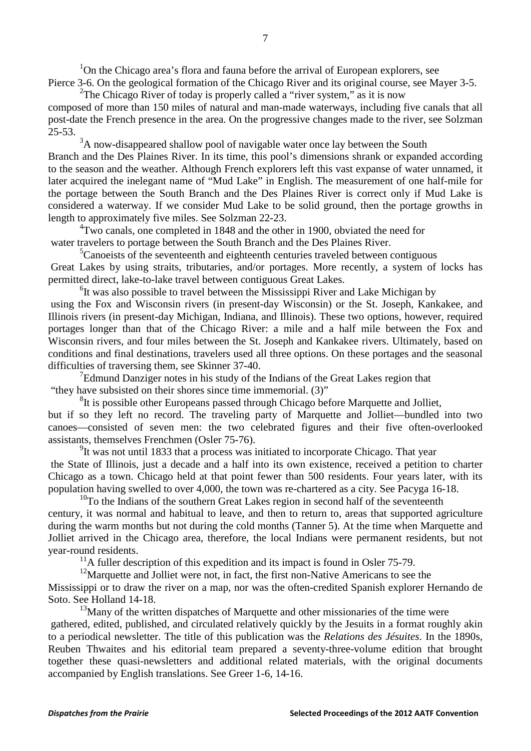[1]On the Chicago area's flora and fauna before the arrival of European explorers, see Pierce 3-6. On the geological formation of the Chicago River and its original course, see Mayer 3-5.

[2]The Chicago River of today is properly called a "river system," as it is now composed of more than 150 miles of natural and man-made waterways, including five canals that all post-date the French presence in the area. On the progressive changes made to the river, see Solzman 25-53.

[3]A now-disappeared shallow pool of navigable water once lay between the South Branch and the Des Plaines River. In its time, this pool's dimensions shrank or expanded according to the season and the weather. Although French explorers left this vast expanse of water unnamed, it later acquired the inelegant name of "Mud Lake" in English. The measurement of one half-mile for the portage between the South Branch and the Des Plaines River is correct only if Mud Lake is considered a waterway. If we consider Mud Lake to be solid ground, then the portage growths in length to approximately five miles. See Solzman 22-23.

[4]Two canals, one completed in 1848 and the other in 1900, obviated the need for water travelers to portage between the South Branch and the Des Plaines River.

[5]Canoeists of the seventeenth and eighteenth centuries traveled between contiguous Great Lakes by using straits, tributaries, and/or portages. More recently, a system of locks has permitted direct, lake-to-lake travel between contiguous Great Lakes.

[6]It was also possible to travel between the Mississippi River and Lake Michigan by using the Fox and Wisconsin rivers (in present-day Wisconsin) or the St. Joseph, Kankakee, and Illinois rivers (in present-day Michigan, Indiana, and Illinois). These two options, however, required portages longer than that of the Chicago River: a mile and a half mile between the Fox and Wisconsin rivers, and four miles between the St. Joseph and Kankakee rivers. Ultimately, based on conditions and final destinations, travelers used all three options. On these portages and the seasonal difficulties of traversing them, see Skinner 37-40.

[7]Edmund Danziger notes in his study of the Indians of the Great Lakes region that "they have subsisted on their shores since time immemorial. (3)"

[8]It is possible other Europeans passed through Chicago before Marquette and Jolliet, but if so they left no record. The traveling party of Marquette and Jolliet—bundled into two canoes—consisted of seven men: the two celebrated figures and their five often-overlooked assistants, themselves Frenchmen (Osler 75-76).

[9]It was not until 1833 that a process was initiated to incorporate Chicago. That year the State of Illinois, just a decade and a half into its own existence, received a petition to charter Chicago as a town. Chicago held at that point fewer than 500 residents. Four years later, with its population having swelled to over 4,000, the town was re-chartered as a city. See Pacyga 16-18.

[10]To the Indians of the southern Great Lakes region in second half of the seventeenth century, it was normal and habitual to leave, and then to return to, areas that supported agriculture during the warm months but not during the cold months (Tanner 5). At the time when Marquette and Jolliet arrived in the Chicago area, therefore, the local Indians were permanent residents, but not year-round residents.

[11]A fuller description of this expedition and its impact is found in Osler 75-79.

[12]Marquette and Jolliet were not, in fact, the first non-Native Americans to see the Mississippi or to draw the river on a map, nor was the often-credited Spanish explorer Hernando de Soto. See Holland 14-18.

[13]Many of the written dispatches of Marquette and other missionaries of the time were gathered, edited, published, and circulated relatively quickly by the Jesuits in a format roughly akin to a periodical newsletter. The title of this publication was the *Relations des Jésuites*. In the 1890s, Reuben Thwaites and his editorial team prepared a seventy-three-volume edition that brought together these quasi-newsletters and additional related materials, with the original documents accompanied by English translations. See Greer 1-6, 14-16.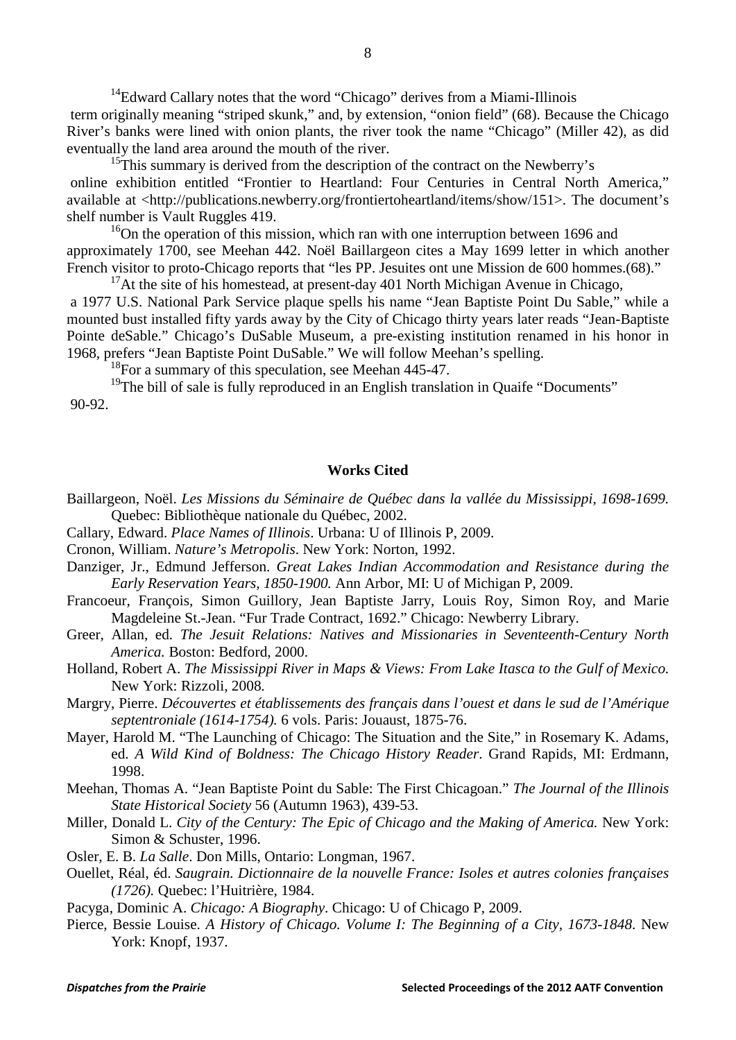[14]Edward Callary notes that the word "Chicago" derives from a Miami-Illinois term originally meaning "striped skunk," and, by extension, "onion field" (68). Because the Chicago River's banks were lined with onion plants, the river took the name "Chicago" (Miller 42), as did eventually the land area around the mouth of the river.

[15]This summary is derived from the description of the contract on the Newberry's online exhibition entitled "Frontier to Heartland: Four Centuries in Central North America," available at <http://publications.newberry.org/frontiertoheartland/items/show/151>. The document's shelf number is Vault Ruggles 419.

[16]On the operation of this mission, which ran with one interruption between 1696 and approximately 1700, see Meehan 442. Noël Baillargeon cites a May 1699 letter in which another French visitor to proto-Chicago reports that "les PP. Jesuites ont une Mission de 600 hommes.(68)."

[17]At the site of his homestead, at present-day 401 North Michigan Avenue in Chicago, a 1977 U.S. National Park Service plaque spells his name "Jean Baptiste Point Du Sable," while a mounted bust installed fifty yards away by the City of Chicago thirty years later reads "Jean-Baptiste Pointe deSable." Chicago's DuSable Museum, a pre-existing institution renamed in his honor in 1968, prefers "Jean Baptiste Point DuSable." We will follow Meehan's spelling.

[18]For a summary of this speculation, see Meehan 445-47.

[19]The bill of sale is fully reproduced in an English translation in Quaife "Documents" 90-92.

## Works Cited

Baillargeon, Noël. *Les Missions du Séminaire de Québec dans la vallée du Mississippi, 1698-1699.* Quebec: Bibliothèque nationale du Québec, 2002.

Callary, Edward. *Place Names of Illinois*. Urbana: U of Illinois P, 2009.

Cronon, William. *Nature's Metropolis*. New York: Norton, 1992.

Danziger, Jr., Edmund Jefferson. *Great Lakes Indian Accommodation and Resistance during the Early Reservation Years, 1850-1900.* Ann Arbor, MI: U of Michigan P, 2009.

Francoeur, François, Simon Guillory, Jean Baptiste Jarry, Louis Roy, Simon Roy, and Marie Magdeleine St.-Jean. "Fur Trade Contract, 1692." Chicago: Newberry Library.

Greer, Allan, ed. *The Jesuit Relations: Natives and Missionaries in Seventeenth-Century North America.* Boston: Bedford, 2000.

Holland, Robert A. *The Mississippi River in Maps & Views: From Lake Itasca to the Gulf of Mexico.* New York: Rizzoli, 2008.

Margry, Pierre. *Découvertes et établissements des français dans l'ouest et dans le sud de l'Amérique septentrionale (1614-1754).* 6 vols. Paris: Jouaust, 1875-76.

Mayer, Harold M. "The Launching of Chicago: The Situation and the Site," in Rosemary K. Adams, ed. *A Wild Kind of Boldness: The Chicago History Reader*. Grand Rapids, MI: Erdmann, 1998.

Meehan, Thomas A. "Jean Baptiste Point du Sable: The First Chicagoan." *The Journal of the Illinois State Historical Society* 56 (Autumn 1963), 439-53.

Miller, Donald L. *City of the Century: The Epic of Chicago and the Making of America.* New York: Simon & Schuster, 1996.

Osler, E. B. *La Salle*. Don Mills, Ontario: Longman, 1967.

Ouellet, Réal, éd. *Saugrain. Dictionnaire de la nouvelle France: Isoles et autres colonies françaises (1726).* Quebec: l'Huitrière, 1984.

Pacyga, Dominic A. *Chicago: A Biography*. Chicago: U of Chicago P, 2009.

Pierce, Bessie Louise. *A History of Chicago. Volume I: The Beginning of a City, 1673-1848.* New York: Knopf, 1937.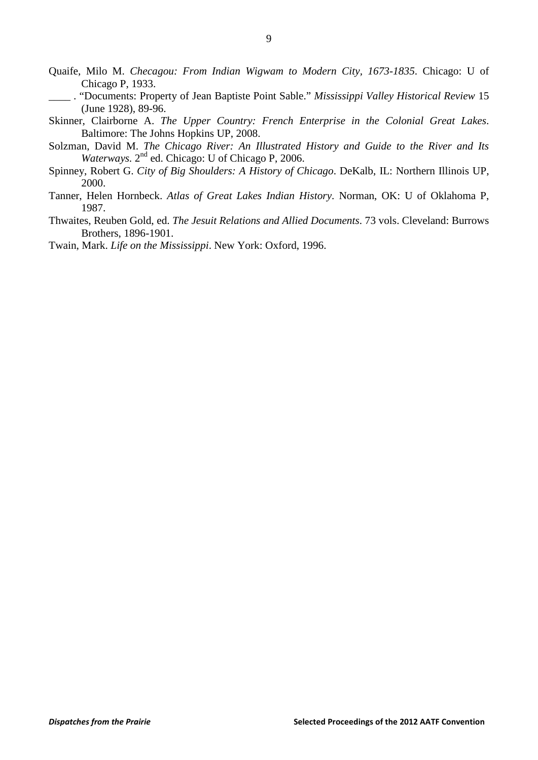Quaife, Milo M. *Checagou: From Indian Wigwam to Modern City, 1673-1835*. Chicago: U of Chicago P, 1933.

____ . "Documents: Property of Jean Baptiste Point Sable." *Mississippi Valley Historical Review* 15 (June 1928), 89-96.

Skinner, Clairborne A. *The Upper Country: French Enterprise in the Colonial Great Lakes*. Baltimore: The Johns Hopkins UP, 2008.

Solzman, David M. *The Chicago River: An Illustrated History and Guide to the River and Its Waterways*. 2nd ed. Chicago: U of Chicago P, 2006.

Spinney, Robert G. *City of Big Shoulders: A History of Chicago*. DeKalb, IL: Northern Illinois UP, 2000.

Tanner, Helen Hornbeck. *Atlas of Great Lakes Indian History*. Norman, OK: U of Oklahoma P, 1987.

Thwaites, Reuben Gold, ed. *The Jesuit Relations and Allied Documents*. 73 vols. Cleveland: Burrows Brothers, 1896-1901.

Twain, Mark. *Life on the Mississippi*. New York: Oxford, 1996.